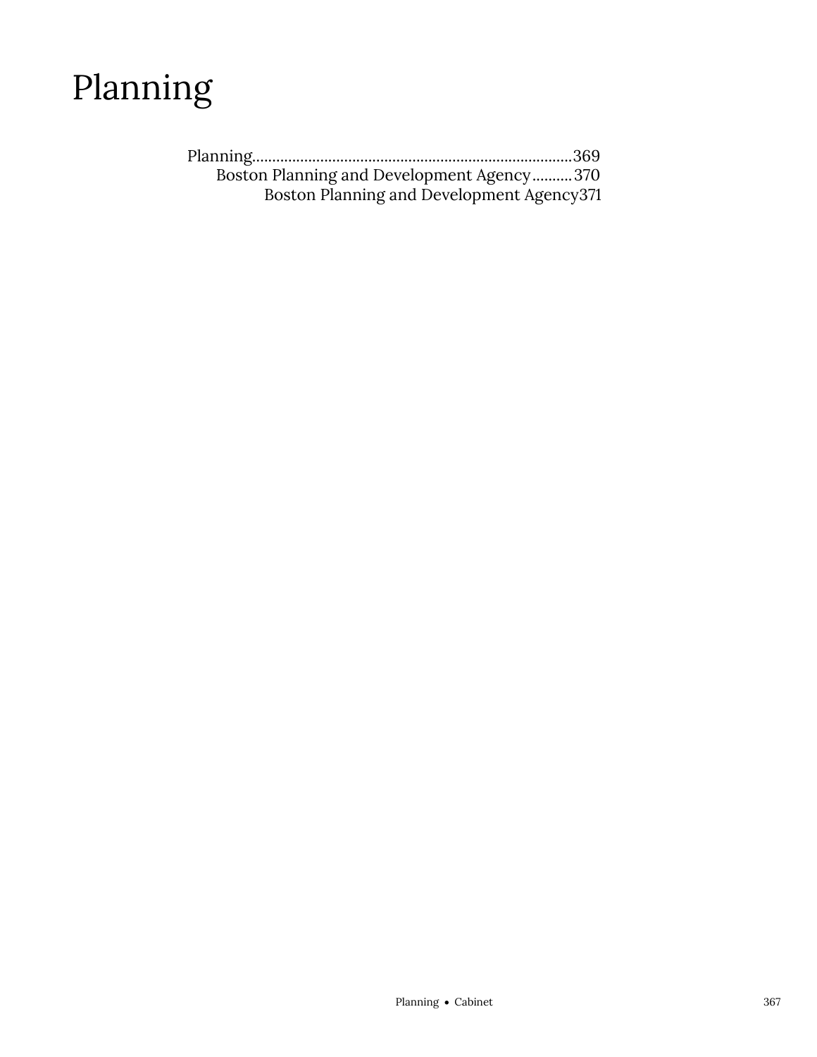# Planning

Planning..............................................................................369
- Boston Planning and Development Agency..........370
  - Boston Planning and Development Agency371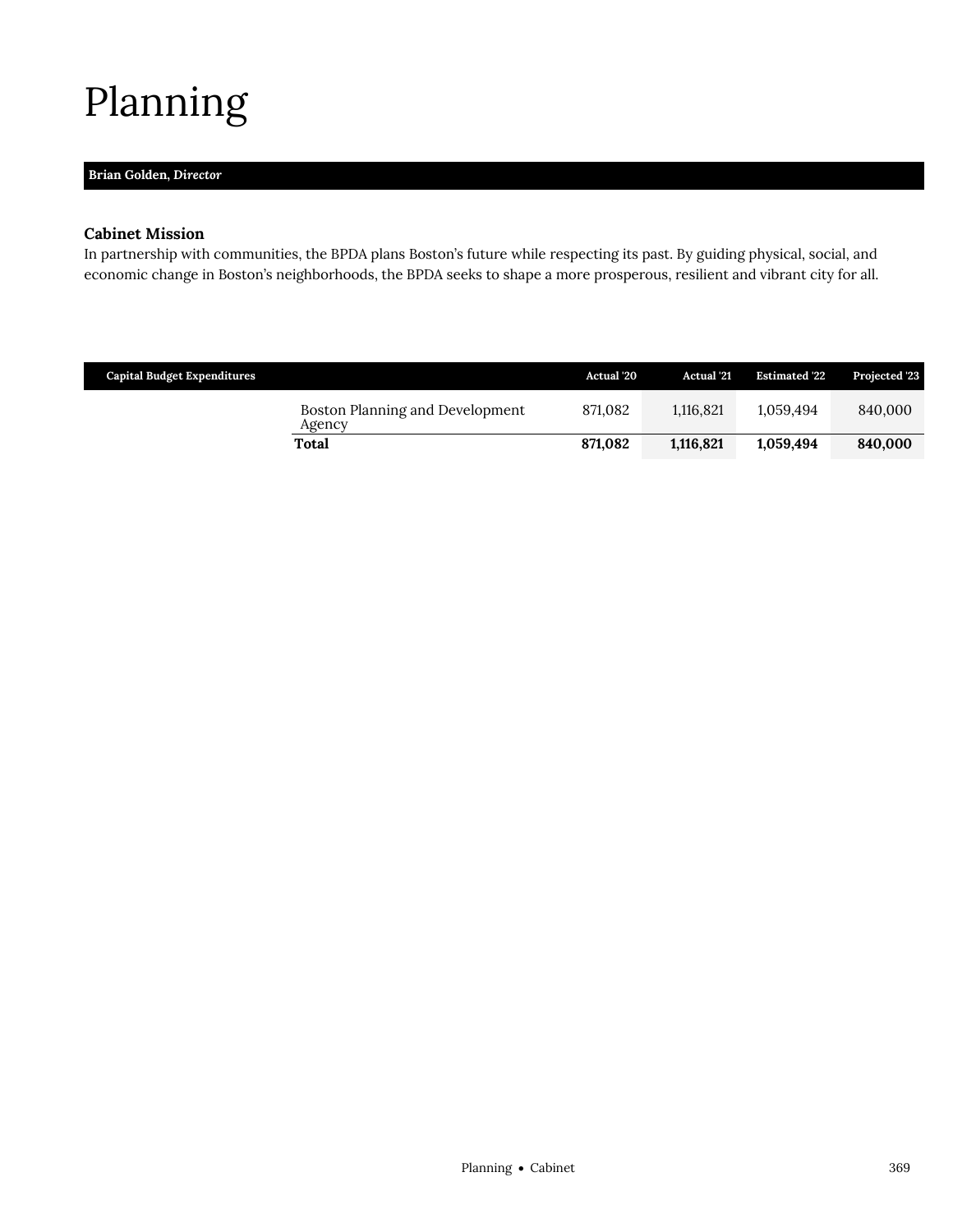# Planning

**Brian Golden,** ***Director***

### Cabinet Mission

In partnership with communities, the BPDA plans Boston's future while respecting its past. By guiding physical, social, and economic change in Boston's neighborhoods, the BPDA seeks to shape a more prosperous, resilient and vibrant city for all.

| Capital Budget Expenditures | | Actual '20 | Actual '21 | Estimated '22 | Projected '23 |
|---|---|---|---|---|---|
| | Boston Planning and Development Agency | 871,082 | 1,116,821 | 1,059,494 | 840,000 |
| | **Total** | **871,082** | **1,116,821** | **1,059,494** | **840,000** |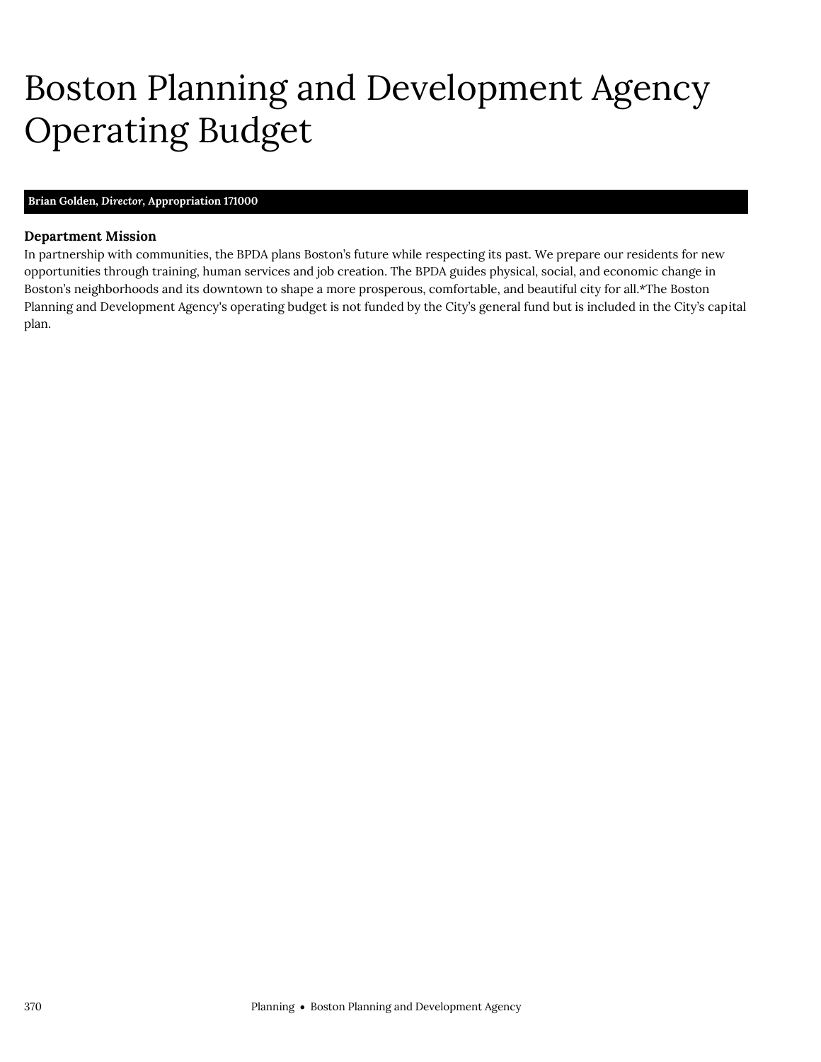# Boston Planning and Development Agency Operating Budget

**Brian Golden, *Director*, Appropriation 171000**

### Department Mission

In partnership with communities, the BPDA plans Boston's future while respecting its past. We prepare our residents for new opportunities through training, human services and job creation. The BPDA guides physical, social, and economic change in Boston's neighborhoods and its downtown to shape a more prosperous, comfortable, and beautiful city for all.*The Boston Planning and Development Agency's operating budget is not funded by the City's general fund but is included in the City's capital plan.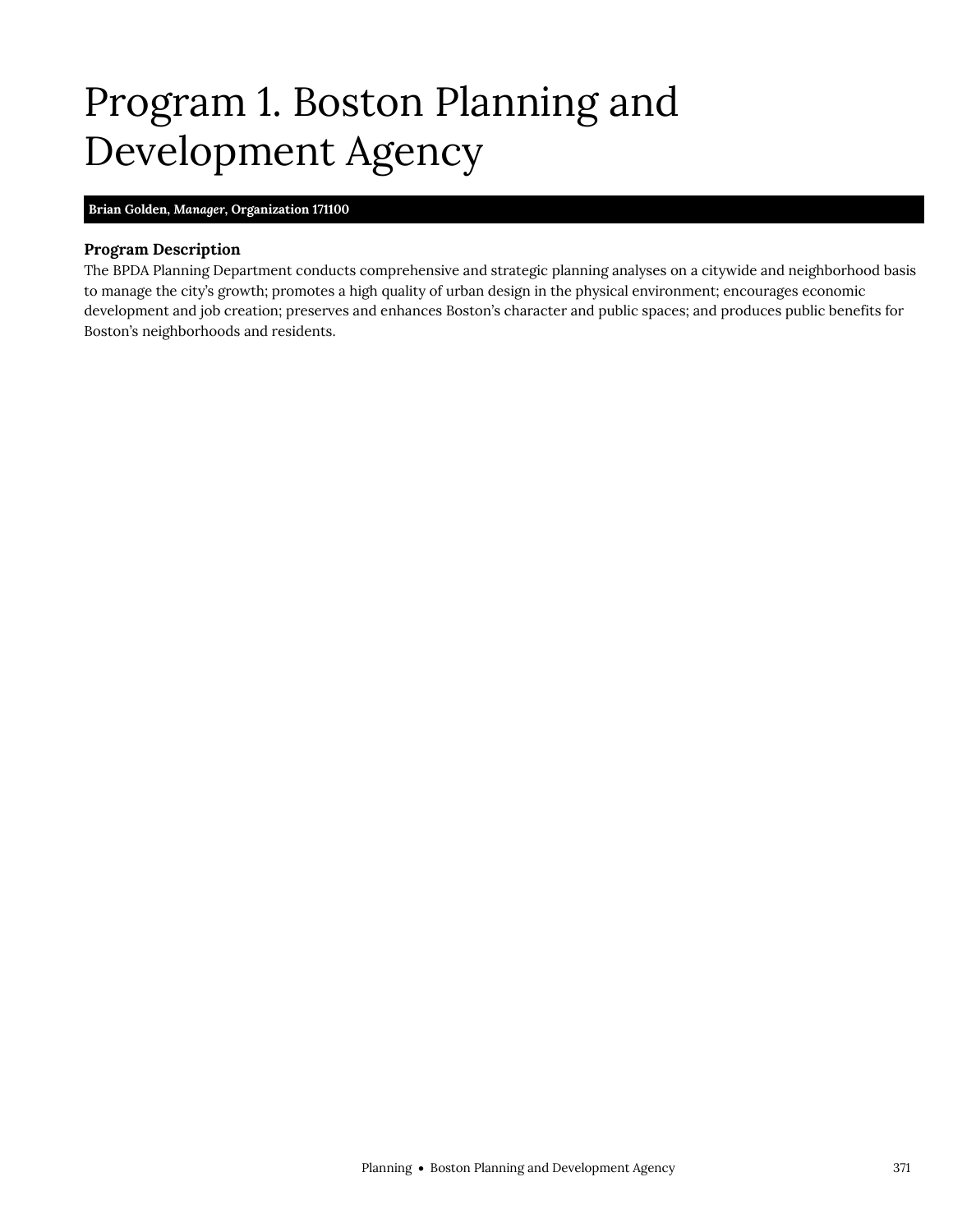# Program 1. Boston Planning and Development Agency

**Brian Golden, *Manager*, Organization 171100**

### Program Description

The BPDA Planning Department conducts comprehensive and strategic planning analyses on a citywide and neighborhood basis to manage the city's growth; promotes a high quality of urban design in the physical environment; encourages economic development and job creation; preserves and enhances Boston's character and public spaces; and produces public benefits for Boston's neighborhoods and residents.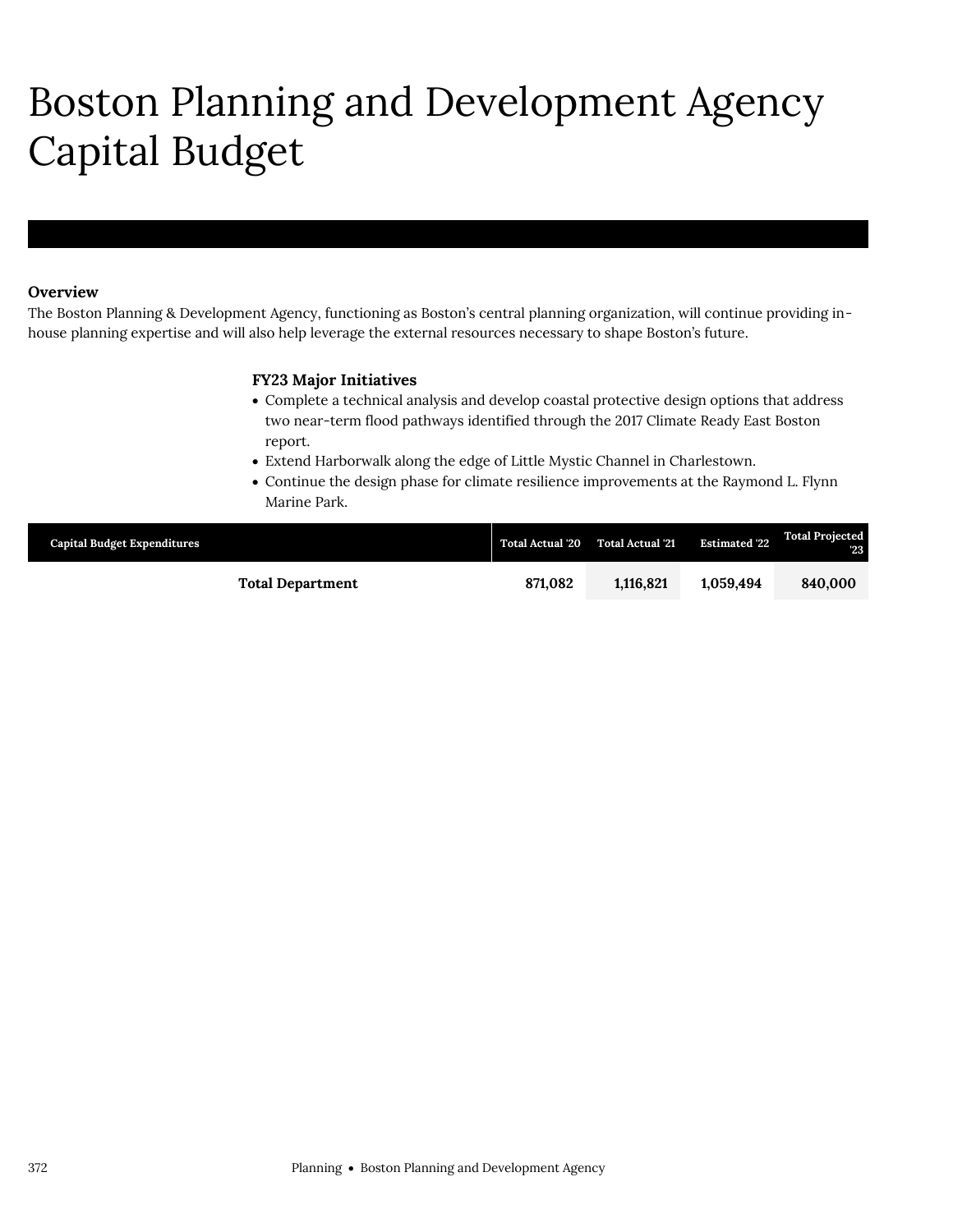# Boston Planning and Development Agency Capital Budget

**Overview**

The Boston Planning & Development Agency, functioning as Boston's central planning organization, will continue providing in-house planning expertise and will also help leverage the external resources necessary to shape Boston's future.

**FY23 Major Initiatives**

- Complete a technical analysis and develop coastal protective design options that address two near-term flood pathways identified through the 2017 Climate Ready East Boston report.
- Extend Harborwalk along the edge of Little Mystic Channel in Charlestown.
- Continue the design phase for climate resilience improvements at the Raymond L. Flynn Marine Park.

| Capital Budget Expenditures | Total Actual '20 | Total Actual '21 | Estimated '22 | Total Projected '23 |
|---|---|---|---|---|
| **Total Department** | **871,082** | **1,116,821** | **1,059,494** | **840,000** |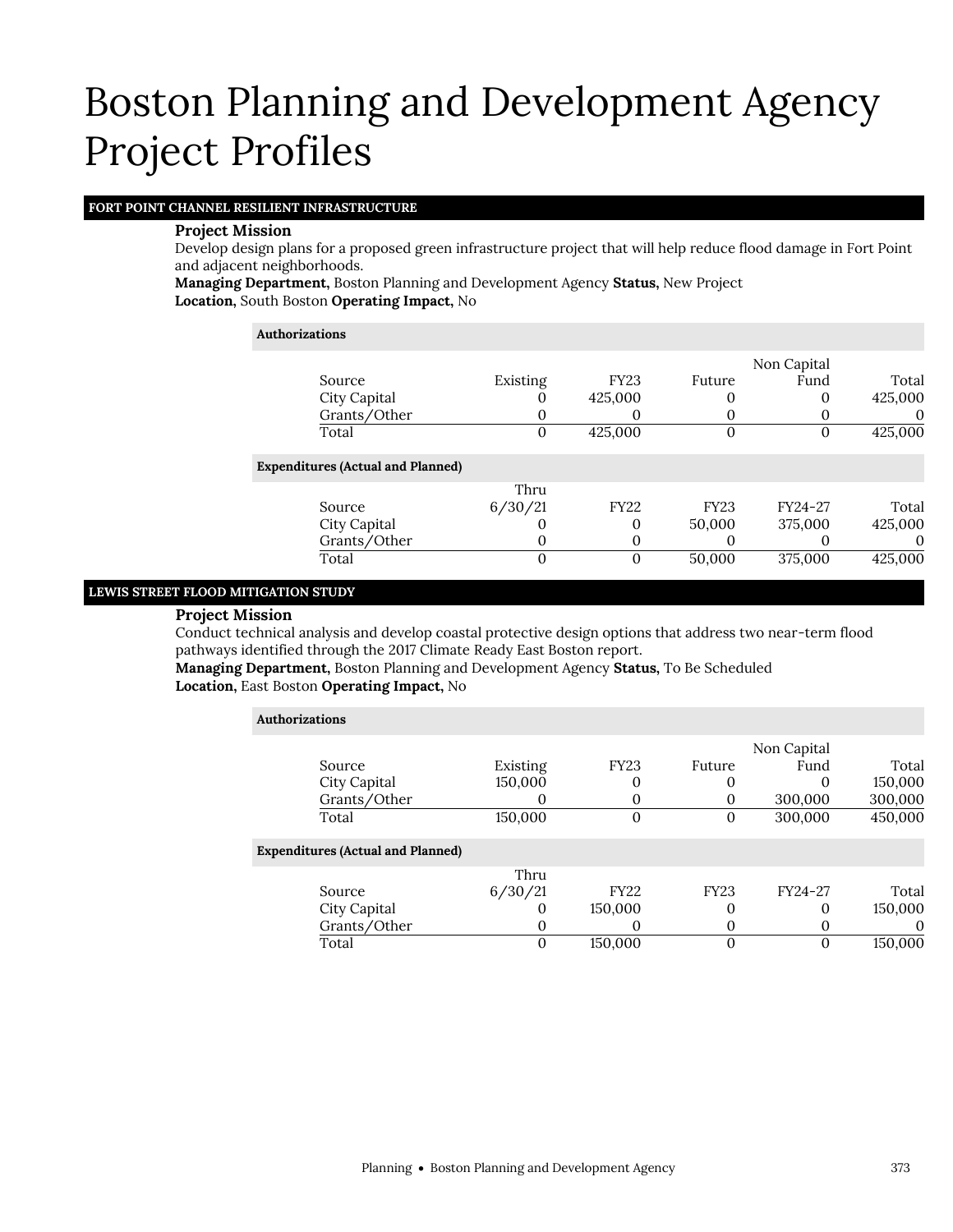# Boston Planning and Development Agency Project Profiles

## FORT POINT CHANNEL RESILIENT INFRASTRUCTURE

**Project Mission**

Develop design plans for a proposed green infrastructure project that will help reduce flood damage in Fort Point and adjacent neighborhoods.

**Managing Department,** Boston Planning and Development Agency **Status,** New Project
**Location,** South Boston **Operating Impact,** No

**Authorizations**

| Source | Existing | FY23 | Future | Non Capital Fund | Total |
|---|---|---|---|---|---|
| City Capital | 0 | 425,000 | 0 | 0 | 425,000 |
| Grants/Other | 0 | 0 | 0 | 0 | 0 |
| Total | 0 | 425,000 | 0 | 0 | 425,000 |

**Expenditures (Actual and Planned)**

| Source | Thru 6/30/21 | FY22 | FY23 | FY24-27 | Total |
|---|---|---|---|---|---|
| City Capital | 0 | 0 | 50,000 | 375,000 | 425,000 |
| Grants/Other | 0 | 0 | 0 | 0 | 0 |
| Total | 0 | 0 | 50,000 | 375,000 | 425,000 |

## LEWIS STREET FLOOD MITIGATION STUDY

**Project Mission**

Conduct technical analysis and develop coastal protective design options that address two near-term flood pathways identified through the 2017 Climate Ready East Boston report.

**Managing Department,** Boston Planning and Development Agency **Status,** To Be Scheduled
**Location,** East Boston **Operating Impact,** No

**Authorizations**

| Source | Existing | FY23 | Future | Non Capital Fund | Total |
|---|---|---|---|---|---|
| City Capital | 150,000 | 0 | 0 | 0 | 150,000 |
| Grants/Other | 0 | 0 | 0 | 300,000 | 300,000 |
| Total | 150,000 | 0 | 0 | 300,000 | 450,000 |

**Expenditures (Actual and Planned)**

| Source | Thru 6/30/21 | FY22 | FY23 | FY24-27 | Total |
|---|---|---|---|---|---|
| City Capital | 0 | 150,000 | 0 | 0 | 150,000 |
| Grants/Other | 0 | 0 | 0 | 0 | 0 |
| Total | 0 | 150,000 | 0 | 0 | 150,000 |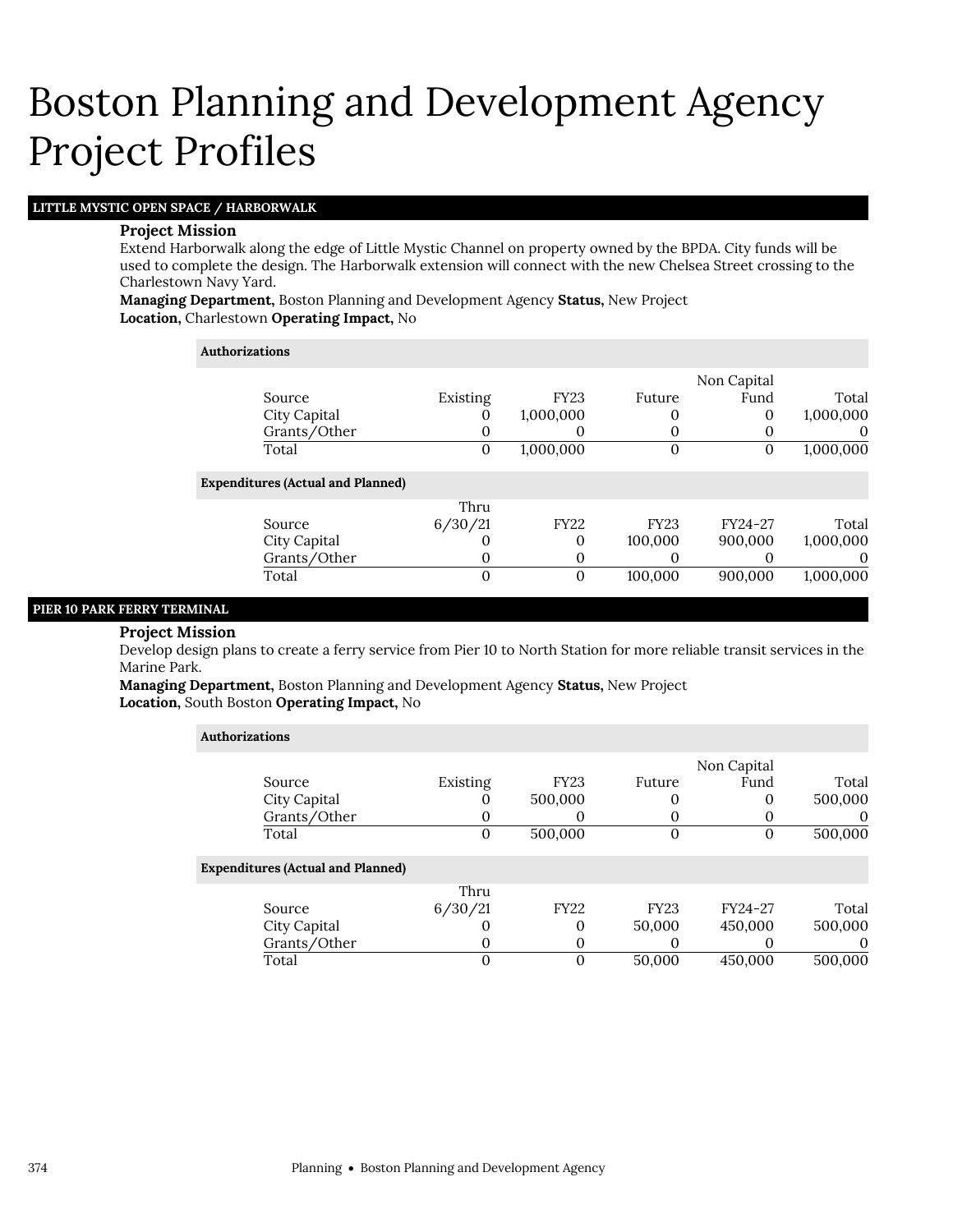# Boston Planning and Development Agency Project Profiles

## LITTLE MYSTIC OPEN SPACE / HARBORWALK

**Project Mission**

Extend Harborwalk along the edge of Little Mystic Channel on property owned by the BPDA. City funds will be used to complete the design. The Harborwalk extension will connect with the new Chelsea Street crossing to the Charlestown Navy Yard.

**Managing Department,** Boston Planning and Development Agency **Status,** New Project
**Location,** Charlestown **Operating Impact,** No

**Authorizations**

| Source | Existing | FY23 | Future | Non Capital Fund | Total |
|---|---|---|---|---|---|
| City Capital | 0 | 1,000,000 | 0 | 0 | 1,000,000 |
| Grants/Other | 0 | 0 | 0 | 0 | 0 |
| Total | 0 | 1,000,000 | 0 | 0 | 1,000,000 |

**Expenditures (Actual and Planned)**

| Source | Thru 6/30/21 | FY22 | FY23 | FY24-27 | Total |
|---|---|---|---|---|---|
| City Capital | 0 | 0 | 100,000 | 900,000 | 1,000,000 |
| Grants/Other | 0 | 0 | 0 | 0 | 0 |
| Total | 0 | 0 | 100,000 | 900,000 | 1,000,000 |

## PIER 10 PARK FERRY TERMINAL

**Project Mission**

Develop design plans to create a ferry service from Pier 10 to North Station for more reliable transit services in the Marine Park.

**Managing Department,** Boston Planning and Development Agency **Status,** New Project
**Location,** South Boston **Operating Impact,** No

**Authorizations**

| Source | Existing | FY23 | Future | Non Capital Fund | Total |
|---|---|---|---|---|---|
| City Capital | 0 | 500,000 | 0 | 0 | 500,000 |
| Grants/Other | 0 | 0 | 0 | 0 | 0 |
| Total | 0 | 500,000 | 0 | 0 | 500,000 |

**Expenditures (Actual and Planned)**

| Source | Thru 6/30/21 | FY22 | FY23 | FY24-27 | Total |
|---|---|---|---|---|---|
| City Capital | 0 | 0 | 50,000 | 450,000 | 500,000 |
| Grants/Other | 0 | 0 | 0 | 0 | 0 |
| Total | 0 | 0 | 50,000 | 450,000 | 500,000 |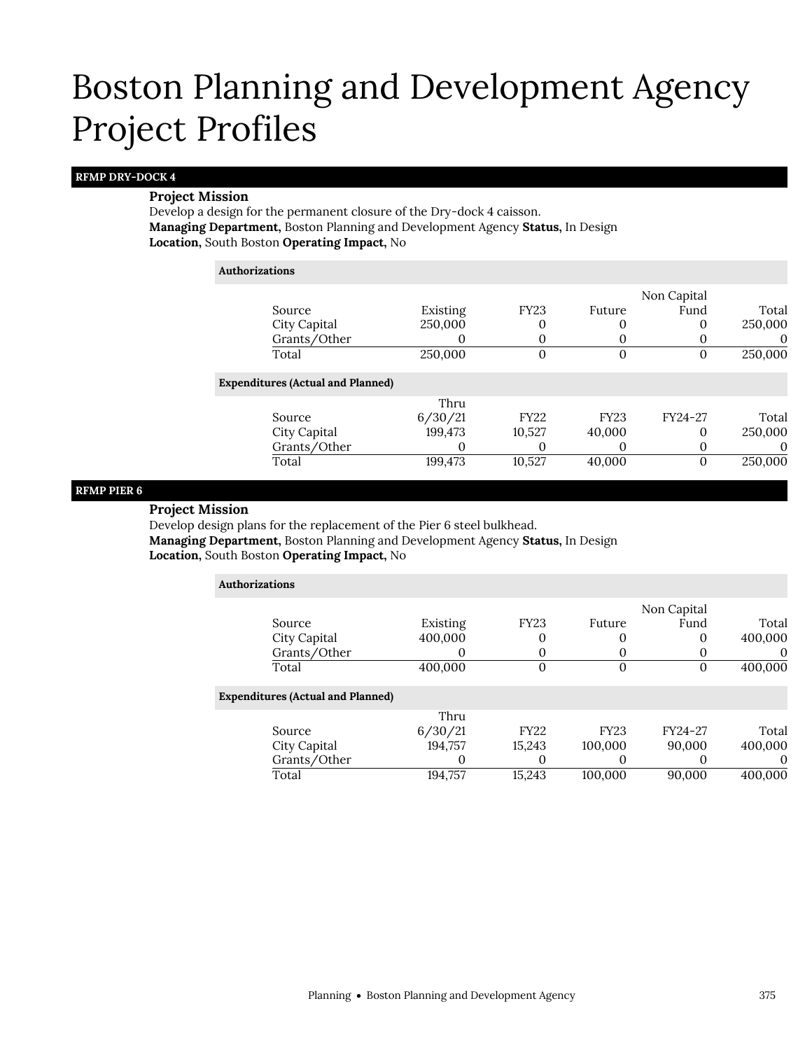# Boston Planning and Development Agency Project Profiles

## RFMP DRY-DOCK 4

**Project Mission**

Develop a design for the permanent closure of the Dry-dock 4 caisson.

**Managing Department**, Boston Planning and Development Agency **Status**, In Design

**Location**, South Boston **Operating Impact**, No

**Authorizations**

| Source | Existing | FY23 | Future | Non Capital Fund | Total |
|---|---|---|---|---|---|
| City Capital | 250,000 | 0 | 0 | 0 | 250,000 |
| Grants/Other | 0 | 0 | 0 | 0 | 0 |
| Total | 250,000 | 0 | 0 | 0 | 250,000 |

**Expenditures (Actual and Planned)**

| Source | Thru 6/30/21 | FY22 | FY23 | FY24-27 | Total |
|---|---|---|---|---|---|
| City Capital | 199,473 | 10,527 | 40,000 | 0 | 250,000 |
| Grants/Other | 0 | 0 | 0 | 0 | 0 |
| Total | 199,473 | 10,527 | 40,000 | 0 | 250,000 |

## RFMP PIER 6

**Project Mission**

Develop design plans for the replacement of the Pier 6 steel bulkhead.

**Managing Department**, Boston Planning and Development Agency **Status**, In Design

**Location**, South Boston **Operating Impact**, No

**Authorizations**

| Source | Existing | FY23 | Future | Non Capital Fund | Total |
|---|---|---|---|---|---|
| City Capital | 400,000 | 0 | 0 | 0 | 400,000 |
| Grants/Other | 0 | 0 | 0 | 0 | 0 |
| Total | 400,000 | 0 | 0 | 0 | 400,000 |

**Expenditures (Actual and Planned)**

| Source | Thru 6/30/21 | FY22 | FY23 | FY24-27 | Total |
|---|---|---|---|---|---|
| City Capital | 194,757 | 15,243 | 100,000 | 90,000 | 400,000 |
| Grants/Other | 0 | 0 | 0 | 0 | 0 |
| Total | 194,757 | 15,243 | 100,000 | 90,000 | 400,000 |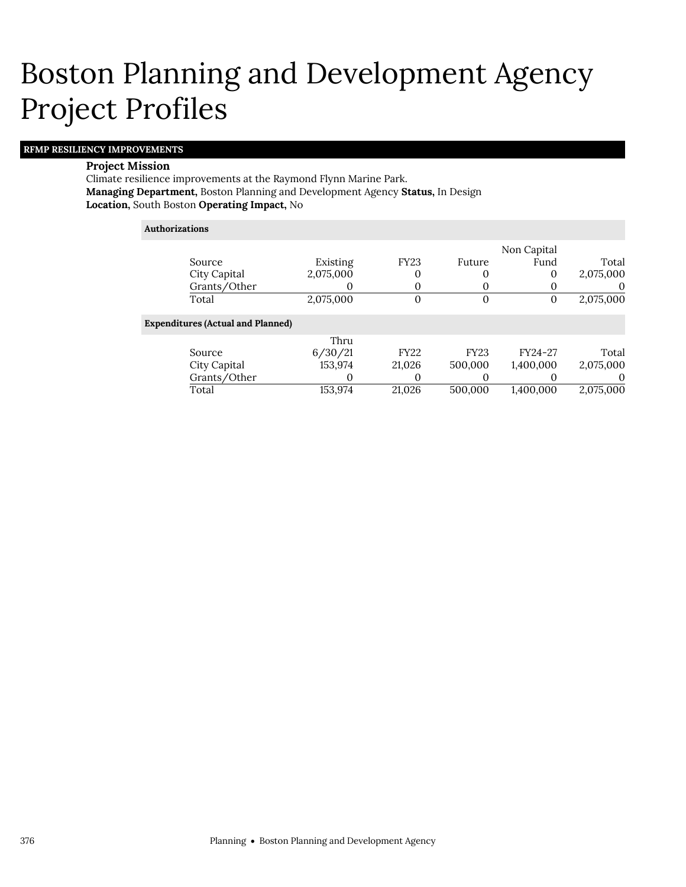# Boston Planning and Development Agency Project Profiles

## RFMP RESILIENCY IMPROVEMENTS

**Project Mission**
Climate resilience improvements at the Raymond Flynn Marine Park.
**Managing Department,** Boston Planning and Development Agency **Status,** In Design
**Location,** South Boston **Operating Impact,** No

**Authorizations**

| Source | Existing | FY23 | Future | Non Capital Fund | Total |
|---|---|---|---|---|---|
| City Capital | 2,075,000 | 0 | 0 | 0 | 2,075,000 |
| Grants/Other | 0 | 0 | 0 | 0 | 0 |
| Total | 2,075,000 | 0 | 0 | 0 | 2,075,000 |

**Expenditures (Actual and Planned)**

| Source | Thru 6/30/21 | FY22 | FY23 | FY24-27 | Total |
|---|---|---|---|---|---|
| City Capital | 153,974 | 21,026 | 500,000 | 1,400,000 | 2,075,000 |
| Grants/Other | 0 | 0 | 0 | 0 | 0 |
| Total | 153,974 | 21,026 | 500,000 | 1,400,000 | 2,075,000 |